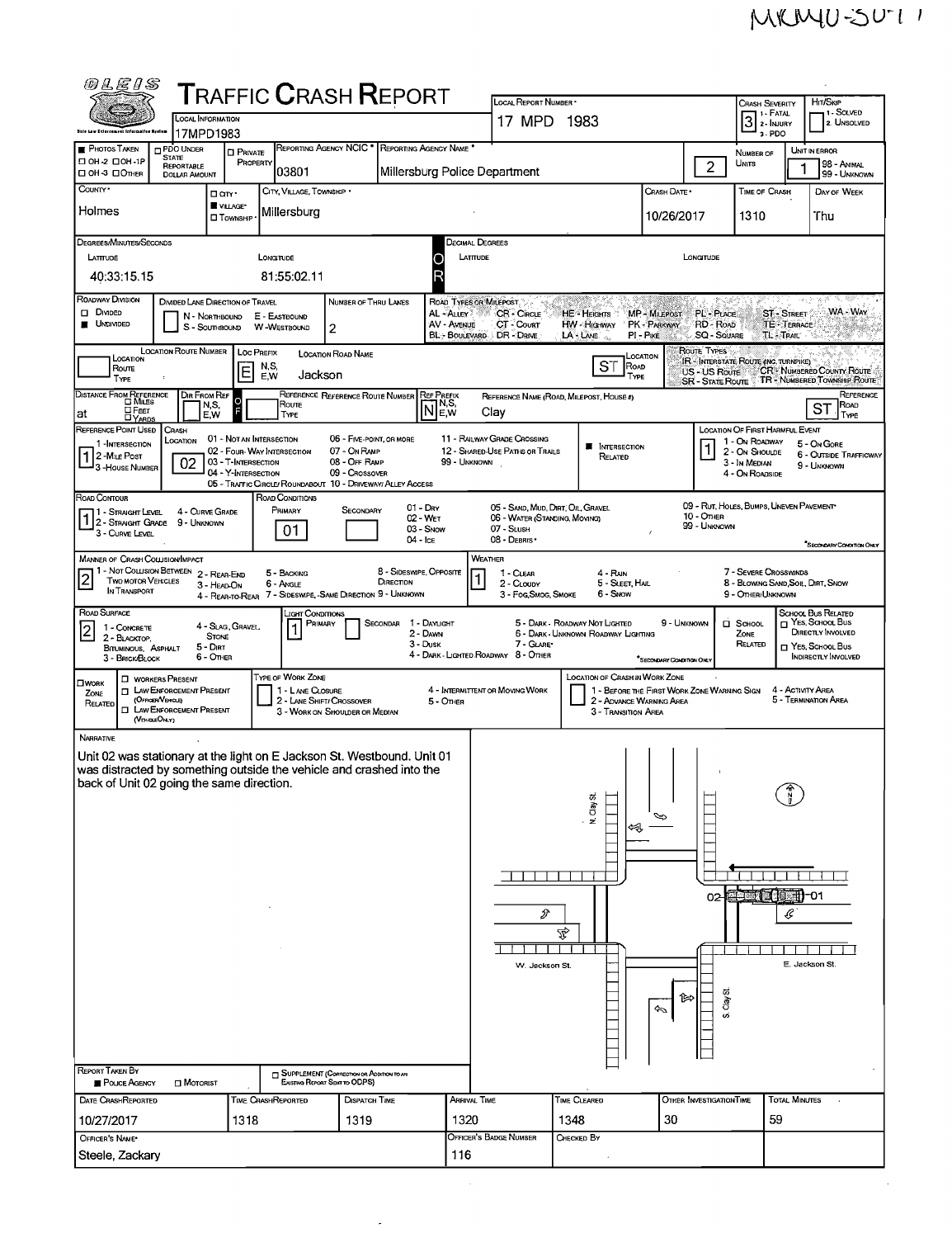MKMU-501 1

# OLEIS TRAFFIC CRASH REPORT

| Field | Value |
|---|---|
| Local Information | 17MPD1983 |
| Local Report Number | 17 MPD 1983 |
| Crash Severity | 3 (1 - Fatal, 2 - Injury, 3 - PDO) |
| Hit/Skip | 1 - Solved / 2 - Unsolved |
| Photos Taken | ☐ OH-2 ☐ OH-1P ☐ OH-3 ☐ Other |
| PDO Under State Reportable Dollar Amount | ☐ |
| Private Property | ☐ |
| Reporting Agency NCIC | 03801 |
| Reporting Agency Name | Millersburg Police Department |
| Number of Units | 2 |
| Unit in Error | 1 (98 - Animal, 99 - Unknown) |
| County | Holmes |
| City, Village, Township | Village: Millersburg |
| Crash Date | 10/26/2017 |
| Time of Crash | 1310 |
| Day of Week | Thu |
| Latitude (Degrees/Minutes/Seconds) | 40:33:15.15 |
| Longitude (Degrees/Minutes/Seconds) | 81:55:02.11 |
| Roadway Division | Undivided |
| Divided Lane Direction of Travel | N - Northbound, S - Southbound, E - Eastbound, W - Westbound |
| Number of Thru Lanes | 2 |

Road Types or Milepost: AL - Alley, AV - Avenue, BL - Boulevard, CR - Circle, CT - Court, DR - Drive, HE - Heights, HW - Highway, LA - Lane, MP - Milepost, PK - Parkway, PI - Pike, PL - Place, RD - Road, SQ - Square, ST - Street, TE - Terrace, TL - Trail, WA - Way

Route Types: IR - Interstate Route (Inc. Turnpike), US - US Route, SR - State Route, CR - Numbered County Route, TR - Numbered Township Route

| Field | Value |
|---|---|
| Location Route Number | |
| Loc Prefix | E |
| Location Road Name | Jackson |
| Location Road Type | ST |
| Distance from Reference | at |
| Dir From Ref | |
| Reference Route | |
| Ref Prefix | N |
| Reference Name | Clay |
| Reference Road Type | ST |
| Reference Point Used | 1 - Intersection |
| Crash Location | 02 - Four-Way Intersection |
| Intersection Related | ■ |
| Location of First Harmful Event | 1 - On Roadway |
| Road Contour | 1 - Straight Level |
| Road Conditions Primary | 01 - Dry |
| Manner of Crash Collision/Impact | 2 - Rear-End |
| Weather | 1 - Clear |
| Road Surface | 2 - Blacktop, Bituminous, Asphalt |
| Light Conditions Primary | 1 - Daylight |
| School Zone Related | ☐ |
| Work Zone Related | ☐ |

Crash Location codes: 01 - Not an Intersection, 02 - Four-Way Intersection, 03 - T-Intersection, 04 - Y-Intersection, 05 - Traffic Circle/Roundabout, 06 - Five-Point, or More, 07 - On Ramp, 08 - Off Ramp, 09 - Crossover, 10 - Driveway/Alley Access, 11 - Railway Grade Crossing, 12 - Shared-Use Paths or Trails, 99 - Unknown

## Narrative

Unit 02 was stationary at the light on E Jackson St. Westbound. Unit 01 was distracted by something outside the vehicle and crashed into the back of Unit 02 going the same direction.

Diagram labels: N. Clay St., W. Jackson St., E. Jackson St., S. Clay St., 02, 01

| Report Taken By | Police Agency ■ |
|---|---|
| Supplement | ☐ |

| Date Crash Reported | Time Crash Reported | Dispatch Time | Arrival Time | Time Cleared | Other Investigation Time | Total Minutes |
|---|---|---|---|---|---|---|
| 10/27/2017 | 1318 | 1319 | 1320 | 1348 | 30 | 59 |

| Officer's Name | Officer's Badge Number | Checked By |
|---|---|---|
| Steele, Zackary | 116 | |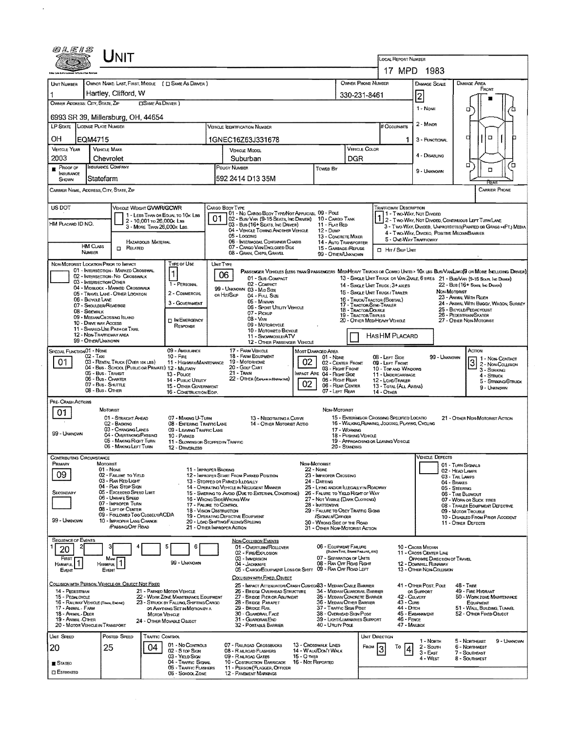# UNIT

**LOCAL REPORT NUMBER:** 17 MPD 1983

| Field | Value |
|---|---|
| Unit Number | 1 |
| Owner Name: Last, First, Middle | Hartley, Clifford, W |
| Owner Phone Number | 330-231-8461 |
| Owner Address: City, State, Zip | 6993 SR 39, Millersburg, OH, 44654 |
| LP State | OH |
| License Plate Number | EQM4715 |
| Vehicle Identification Number | 1GNEC16Z63J331678 |
| # Occupants | 1 |
| Vehicle Year | 2003 |
| Vehicle Make | Chevrolet |
| Vehicle Model | Suburban |
| Vehicle Color | DGR |
| Proof of Insurance Shown | ■ |
| Insurance Company | Statefarm |
| Policy Number | 592 2414 D13 35M |
| Towed By | |
| Damage Scale | 2 |

**Damage Scale:** 1 - None, 2 - Minor, 3 - Functional, 4 - Disabling, 9 - Unknown

**Damage Area:** Front, Rear

Carrier Name, Address, City, State, Zip / Carrier Phone

US DOT / HM Placard ID No. / HM Class Number

**Vehicle Weight GVWR/GCWR:** 1 - Less Than or Equal to 10K Lbs; 2 - 10,001 to 26,000K Lbs; 3 - More Than 26,000K Lbs.

Hazardous Material □ Related

**Cargo Body Type:** 01

01 - No Cargo Body Type/Not Applicabl; 02 - Bus/Van (9-15 Seats, Inc Driver); 03 - Bus (16+ Seats, Inc Driver); 04 - Vehicle Towing Another Vehicle; 05 - Logging; 06 - Intermodal Container Chasis; 07 - Cargo Van/Enclosed Box; 08 - Grain, Chips, Gravel; 09 - Pole; 10 - Cargo Tank; 11 - Flat Bed; 12 - Dump; 13 - Concrete Mixer; 14 - Auto Transporter; 15 - Garbage/Refuse; 99 - Other/Unknown

**Trafficway Description:** 1

1 - Two-Way, Not Divided; 2 - Two-Way, Not Divided, Continuous Left Turn Lane; 3 - Two-Way, Divided, Unprotected(Painted or Grass >4Ft.) Media; 4 - Two-Way, Divided, Positive MedianBarrier; 5 - One-Way Trafficway

□ Hit / Skip Unit

**Non-Motorist Location Prior to Impact:**

01 - Intersection - Marked Crosswal; 02 - Intersection - No Crosswalk; 03 - Intersection Other; 04 - Midblock - Marked Crosswalk; 05 - Travel Lane - Other Location; 06 - Bicycle Lane; 07 - Shoulder/Roadside; 08 - Sidewalk; 09 - Median/Crossing Island; 10 - Drive way Access; 11 - Shared-Use Path or Trail; 12 - Non-Trafficway Area; 99 - Other/Unknown

**Type of Use:** 1

1 - Personal; 2 - Commercial; 3 - Government; □ In Emergency Response

**Unit Type:** 06

Passenger Vehicles (less than 9 passengers): 01 - Sub-Compact; 02 - Compact; 99 - Unknown 03 - Mid Size; or Hit/Skip 04 - Full Size; 05 - Minivan; 06 - Sport Utility Vehicle; 07 - Pickup; 08 - Van; 09 - Motorcycle; 10 - Motorized Bicycle; 11 - Snowmobile/ATV; 12 - Other Passenger Vehicle

Med/Heavy Trucks or Combo Units > 10k lbs Bus/Van/Limo (9 or More Including Driver): 13 - Single Unit Truck or Van 2axle, 6 Tires; 14 - Single Unit Truck; 3+ Axles; 15 - Single Unit Truck / Trailer; 16 - Truck/Tractor (Bobtail); 17 - Tractor/Semi-Trailer; 18 - Tractor/Double; 19 - Tractor/Triples; 20 - Other Med/Heavy Vehicle; 21 - Bus/Van (9-15 Seats, Inc Driver); 22 - Bus (16+ Seats, Inc Driver)

Non-Motorist: 23 - Animal With Rider; 24 - Animal With Buggy, Wagon, Surrey; 25 - Bicycle/Pedacyclist; 26 - Pedestrian/Skater; 27 - Other Non-Motorist

□ Has HM Placard

**Special Function:** 01

01 - None; 02 - Taxi; 03 - Rental Truck (Over 10k lbs); 04 - Bus - School (Public or Private); 05 - Bus - Transit; 06 - Bus - Charter; 07 - Bus - Shuttle; 08 - Bus - Other; 09 - Ambulance; 10 - Fire; 11 - Highway/Maintenance; 12 - Military; 13 - Police; 14 - Public Utility; 15 - Other Government; 16 - Construction Eqip.; 17 - Farm Vehicle; 18 - Farm Equipment; 19 - Motorhome; 20 - Golf Cart; 21 - Train; 22 - Other (Explain in Narrative)

**Most Damaged Area:** 02

**Impact Area:** 02

01 - None; 02 - Center Front; 03 - Right Front; 04 - Right Side; 05 - Right Rear; 06 - Rear Center; 07 - Left Rear; 08 - Left Side; 09 - Left Front; 10 - Top and Windows; 11 - Undercarriage; 12 - Load/Trailer; 13 - Total (All Areas); 14 - Other; 99 - Unknown

**Action:** 3

1 - Non-Contact; 2 - Non-Collision; 3 - Striking; 4 - Struck; 5 - Striking/Struck; 9 - Unknown

**Pre-Crash Actions:** 01

Motorist: 01 - Straight Ahead; 02 - Backing; 03 - Changing Lanes; 04 - Overtaking/Passing; 05 - Making Right Turn; 06 - Making Left Turn; 07 - Making U-Turn; 08 - Entering Traffic Lane; 09 - Leaving Traffic Lane; 10 - Parked; 11 - Slowing or Stopped in Traffic; 12 - Driverless; 13 - Negotiating a Curve; 14 - Other Motorist Actio; 99 - Unknown

Non-Motorist: 15 - Entering or Crossing Specified Locatio; 16 - Walking, Running, Jogging, Playing, Cycling; 17 - Working; 18 - Pushing Vehicle; 19 - Approaching or Leaving Vehicle; 20 - Standing; 21 - Other Non-Motorist Action

**Contributing Circumstance:**

Primary: 09

Secondary: (blank)

Motorist: 01 - None; 02 - Failure to Yield; 03 - Ran Red Light; 04 - Ran Stop Sign; 05 - Exceeded Speed Limit; 06 - Unsafe Speed; 07 - Improper Turn; 08 - Left of Center; 09 - Followed Too Closely/ACDA; 10 - Improper Lane Change /Passing/Off Road; 11 - Improper Backing; 12 - Improper Start From Parked Position; 13 - Stopped or Parked Illegally; 14 - Operating Vehicle in Negligent Manner; 15 - Swering to Avoid (Due to External Conditions); 16 - Wrong Side/Wrong Way; 17 - Failure to Control; 18 - Vision Obstruction; 19 - Operating Defective Equipment; 20 - Load Shifting/Falling/Spilling; 21 - Other Improper Action; 99 - Unknown

Non-Motorist: 22 - None; 23 - Improper Crossing; 24 - Darting; 25 - Lying and/or Illegally in Roadway; 26 - Failure to Yield Right of Way; 27 - Not Visible (Dark Clothing); 28 - Inattentive; 29 - Failure to Obey Traffic Signs /Signals/Officer; 30 - Wrong Side of the Road; 31 - Other Non-Motorist Action

**Vehicle Defects:** 01 - Turn Signals; 02 - Head Lamps; 03 - Tail Lamps; 04 - Brakes; 05 - Steering; 06 - Tire Blowout; 07 - Worn or Slick Tires; 08 - Trailer Equipment Defective; 09 - Motor Trouble; 10 - Disabled From Prior Accident; 11 - Other Defects

**Sequence of Events:**

| 1 | 2 | 3 | 4 | 5 | 6 |
|---|---|---|---|---|---|
| 20 | | | | | |

First Harmful Event: 1 — Most Harmful Event: 1 — 99 - Unknown

Non-Collision Events: 01 - Overturn/Rollover; 02 - Fire/Explosion; 03 - Immersion; 04 - Jackknife; 05 - Cargo/Equipment Loss or Shift; 06 - Equipment Failure (Blown Tire, Brake Failure, etc); 07 - Separation of Units; 08 - Ran Off Road Right; 09 - Ran Off Road Left; 10 - Cross Median; 11 - Cross Center Line Opposite Direction of Travel; 12 - Downhill Runaway; 13 - Other Non-Collision

Collision with Person, Vehicle or Object Not Fixed: 14 - Pedestrian; 15 - Pedalcycle; 16 - Railway Vehicle (Train, Engine); 17 - Animal - Farm; 18 - Animal - Deer; 19 - Animal - Other; 20 - Motor Vehicle in Transport; 21 - Parked Motor Vehicle; 22 - Work Zone Maintenance Equipment; 23 - Struck by Falling, Shifting Cargo or Anything Set in Motion by a Motor Vehicle; 24 - Other Movable Object

Collision with Fixed, Object: 25 - Impact Attenuator/Crash Cushion; 26 - Bridge Overhead Structure; 27 - Bridge Pier or Abutment; 28 - Bridge Parapet; 29 - Bridge Rail; 30 - Guardrail Face; 31 - Guardrail End; 32 - Portable Barrier; 33 - Median Cable Barrier; 34 - Median Guardrail Barrier; 35 - Median Concrete Barrier; 36 - Median Other Barrier; 37 - Traffic Sign Post; 38 - Overhead Sign Post; 39 - Light/Luminaries Support; 40 - Utility Pole; 41 - Other Post, Pole or Support; 42 - Culvert; 43 - Curb; 44 - Ditch; 45 - Embankment; 46 - Fence; 47 - Mailbox; 48 - Tree; 49 - Fire Hydrant; 50 - Work Zone Maintenance Equipment; 51 - Wall, Building, Tunnel; 52 - Other Fixed Object

| Unit Speed | Posted Speed | Traffic Control | Unit Direction From | Unit Direction To |
|---|---|---|---|---|
| 20 | 25 | 04 | 3 | 4 |

■ Stated □ Estimated

Traffic Control: 01 - No Controls; 02 - Stop Sign; 03 - Yield Sign; 04 - Traffic Signal; 05 - Traffic Flashers; 06 - School Zone; 07 - Railroad Crossbucks; 08 - Railroad Flashers; 09 - Railroad Gates; 10 - Costruction Barricade; 11 - Person (Flagger, Officer); 12 - Pavement Markings; 13 - Crosswalk Lines; 14 - Walk/Don't Walk; 15 - Other; 16 - Not Reported

Unit Direction: 1 - North; 2 - South; 3 - East; 4 - West; 5 - Northeast; 6 - Northwest; 7 - Southeast; 8 - Southwest; 9 - Unknown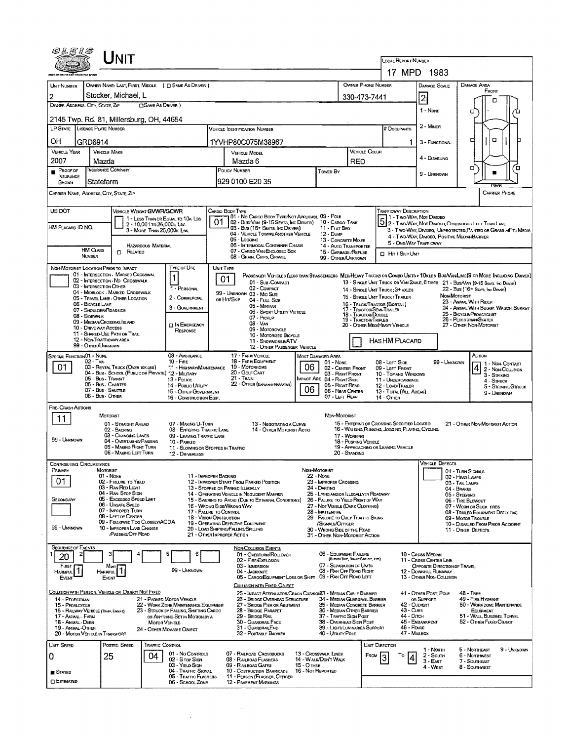# UNIT

**LOCAL REPORT NUMBER:** 17 MPD 1983

| Field | Value |
|---|---|
| Unit Number | 2 |
| Owner Name: Last, First, Middle | Stocker, Michael, L |
| Owner Phone Number | 330-473-7441 |
| Damage Scale | 2 |
| Owner Address: City, State, Zip | 2145 Twp. Rd. 81, Millersburg, OH, 44654 |
| LP State | OH |
| License Plate Number | GRD8914 |
| Vehicle Identification Number | 1YVHP80C075M38967 |
| # Occupants | 1 |
| Vehicle Year | 2007 |
| Vehicle Make | Mazda |
| Vehicle Model | Mazda 6 |
| Vehicle Color | RED |
| Proof of Insurance Shown | ■ |
| Insurance Company | Statefarm |
| Policy Number | 929 0100 E20 35 |
| Towed By | |

Damage Scale: 1 - None; 2 - Minor; 3 - Functional; 4 - Disabling; 9 - Unknown

Damage Area: Front / Rear

Carrier Name, Address, City, State, Zip:

Carrier Phone:

US DOT:

HM Placard ID No.:

HM Class Number: □ Related Hazardous Material

**Vehicle Weight GVWR/GCWR:** 1 - Less Than or Equal to 10k Lbs; 2 - 10,001 to 26,000k Lbs; 3 - More Than 26,000k Lbs.

**Cargo Body Type:** 01
01 - No Cargo Body Type/Not Applicable; 02 - Bus/Van (9-15 Seats, Inc Driver); 03 - Bus (16+ Seats, Inc Driver); 04 - Vehicle Towing Another Vehicle; 05 - Logging; 06 - Intermodal Container Chassis; 07 - Cargo Van/Enclosed Box; 08 - Grain, Chips, Gravel; 09 - Pole; 10 - Cargo Tank; 11 - Flat Bed; 12 - Dump; 13 - Concrete Mixer; 14 - Auto Transporter; 15 - Garbage/Refuse; 99 - Other/Unknown

**Trafficway Description:** 5
1 - Two-Way, Not Divided; 2 - Two-Way, Not Divided, Continuous Left Turn Lane; 3 - Two-Way, Divided, Unprotected (Painted or Grass >4Ft.) Media; 4 - Two-Way, Divided, Positive Median Barrier; 5 - One-Way Trafficway

□ Hit / Skip Unit

**Non-Motorist Location Prior to Impact:**
01 - Intersection - Marked Crosswal; 02 - Intersection - No Crosswalk; 03 - Intersection Other; 04 - Midblock - Marked Crosswalk; 05 - Travel Lane - Other Location; 06 - Bicycle Lane; 07 - Shoulder/Roadside; 08 - Sidewalk; 09 - Median/Crossing Island; 10 - Drive way Access; 11 - Shared-Use Path or Trail; 12 - Non-Trafficway Area; 99 - Other/Unknown

**Type of Use:** 1
1 - Personal; 2 - Commercial; 3 - Government; □ In Emergency Response

**Unit Type:** 01
Passenger Vehicles (less than 9 passengers): 01 - Sub-Compact; 02 - Compact; 99 - Unknown 03 - Mid Size; or Hit/Skip 04 - Full Size; 05 - Minivan; 06 - Sport Utility Vehicle; 07 - Pickup; 08 - Van; 09 - Motorcycle; 10 - Motorized Bicycle; 11 - Snowmobile/ATV; 12 - Other Passenger Vehicle

Med/Heavy Trucks or Combo Units > 10k lbs Bus/Van/Limo (9 or More Including Driver): 13 - Single Unit Truck or Van 2axle, 6 Tires; 14 - Single Unit Truck; 3+ Axles; 15 - Single Unit Truck / Trailer; 16 - Truck/Tractor (Bobtail); 17 - Tractor/Semi-Trailer; 18 - Tractor/Double; 19 - Tractor/Triples; 20 - Other Med/Heavy Vehicle; 21 - Bus/Van (9-15 Seats, Inc Driver); 22 - Bus (16+ Seats, Inc Driver)

Non-Motorist: 23 - Animal With Rider; 24 - Animal With Buggy, Wagon, Surrey; 25 - Bicycle/Pedacyclist; 26 - Pedestrian/Skater; 27 - Other Non-Motorist

□ Has HM Placard

**Special Function:** 01
01 - None; 02 - Taxi; 03 - Rental Truck (Over 10k lbs); 04 - Bus - School (Public or Private); 05 - Bus - Transit; 06 - Bus - Charter; 07 - Bus - Shuttle; 08 - Bus - Other; 09 - Ambulance; 10 - Fire; 11 - Highway/Maintenance; 12 - Military; 13 - Police; 14 - Public Utility; 15 - Other Government; 16 - Construction Eqip.; 17 - Farm Vehicle; 18 - Farm Equipment; 19 - Motorhome; 20 - Golf Cart; 21 - Train; 22 - Other (Explain in Narrative)

**Most Damaged Area:** 06; **Impact Are:** 06
01 - None; 02 - Center Front; 03 - Right Front; 04 - Right Side; 05 - Right Rear; 06 - Rear Center; 07 - Left Rear; 08 - Left Side; 09 - Left Front; 10 - Top and Windows; 11 - Undercarriage; 12 - Load/Trailer; 13 - Total (All Areas); 14 - Other; 99 - Unknown

**Action:** 4
1 - Non-Contact; 2 - Non-Collision; 3 - Striking; 4 - Struck; 5 - Striking/Struck; 9 - Unknown

**Pre-Crash Actions:** 11
Motorist: 01 - Straight Ahead; 02 - Backing; 03 - Changing Lanes; 04 - Overtaking/Passing; 05 - Making Right Turn; 06 - Making Left Turn; 07 - Making U-Turn; 08 - Entering Traffic Lane; 09 - Leaving Traffic Lane; 10 - Parked; 11 - Slowing or Stopped in Traffic; 12 - Driverless; 13 - Negotiating a Curve; 14 - Other Motorist Actio; 99 - Unknown
Non-Motorist: 15 - Entering or Crossing Specified Locatio; 16 - Walking, Running, Jogging, Playing, Cycling; 17 - Working; 18 - Pushing Vehicle; 19 - Approaching or Leaving Vehicle; 20 - Standing; 21 - Other Non-Motorist Action

**Contributing Circumstance:** Primary: 01; Secondary: (blank)
Motorist: 01 - None; 02 - Failure to Yield; 03 - Ran Red Light; 04 - Ran Stop Sign; 05 - Exceeded Speed Limit; 06 - Unsafe Speed; 07 - Improper Turn; 08 - Left of Center; 09 - Followed Too Closely/ACDA; 10 - Improper Lane Change /Passing/Off Road; 11 - Improper Backing; 12 - Improper Start From Parked Position; 13 - Stopped or Parked Illegally; 14 - Operating Vehicle in Negligent Manner; 15 - Swering to Avoid (Due to External Conditions); 16 - Wrong Side/Wrong Way; 17 - Failure to Control; 18 - Vision Obstruction; 19 - Operating Defective Equipment; 20 - Load Shifting/Falling/Spilling; 21 - Other Improper Action; 99 - Unknown
Non-Motorist: 22 - None; 23 - Improper Crossing; 24 - Darting; 25 - Lying and/or Illegally in Roadway; 26 - Failure to Yield Right of Way; 27 - Not Visible (Dark Clothing); 28 - Inattentive; 29 - Failure to Obey Traffic Signs /Signals/Officer; 30 - Wrong Side of the Road; 31 - Other Non-Motorist Action

**Vehicle Defects:**
01 - Turn Signals; 02 - Head Lamps; 03 - Tail Lamps; 04 - Brakes; 05 - Steering; 06 - Tire Blowout; 07 - Worn or Slick Tires; 08 - Trailer Equipment Defective; 09 - Motor Trouble; 10 - Disabled From Prior Accident; 11 - Other Defects

**Sequence of Events:** 1: 20; 2: ; 3: ; 4: ; 5: ; 6:
First Harmful Event: 1; Most Harmful Event: 1; 99 - Unknown

Non-Collision Events: 01 - Overturn/Rollover; 02 - Fire/Explosion; 03 - Immersion; 04 - Jackknife; 05 - Cargo/Equipment Loss or Shift; 06 - Equipment Failure (Blown Tire, Brake Failure, etc); 07 - Separation of Units; 08 - Ran Off Road Right; 09 - Ran Off Road Left; 10 - Cross Median; 11 - Cross Center Line Opposite Direction of Travel; 12 - Downhill Runaway; 13 - Other Non-Collision

Collision with Person, Vehicle or Object Not Fixed: 14 - Pedestrian; 15 - Pedalcycle; 16 - Railway Vehicle (Train, Engine); 17 - Animal - Farm; 18 - Animal - Deer; 19 - Animal - Other; 20 - Motor Vehicle in Transport; 21 - Parked Motor Vehicle; 22 - Work Zone Maintenance Equipment; 23 - Struck by Falling, Shifting Cargo or Anything Set in Motion by a Motor Vehicle; 24 - Other Movable Object

Collision with Fixed, Object: 25 - Impact Attenuator/Crash Cushion; 26 - Bridge Overhead Structure; 27 - Bridge Pier or Abutment; 28 - Bridge Parapet; 29 - Bridge Rail; 30 - Guardrail Face; 31 - Guardrail End; 32 - Portable Barrier; 33 - Median Cable Barrier; 34 - Median Guardrail Barrier; 35 - Median Concrete Barrier; 36 - Median Other Barrier; 37 - Traffic Sign Post; 38 - Overhead Sign Post; 39 - Light/Luminaries Support; 40 - Utility Pole; 41 - Other Post, Pole or Support; 42 - Culvert; 43 - Curb; 44 - Ditch; 45 - Embankment; 46 - Fence; 47 - Mailbox; 48 - Tree; 49 - Fire Hydrant; 50 - Work Zone Maintenance Equipment; 51 - Wall, Building, Tunnel; 52 - Other Fixed Object

| Unit Speed | Posted Speed | Traffic Control | Unit Direction From | Unit Direction To |
|---|---|---|---|---|
| 0 | 25 | 04 | 3 | 4 |

■ Stated; □ Estimated

Traffic Control: 01 - No Controls; 02 - Stop Sign; 03 - Yield Sign; 04 - Traffic Signal; 05 - Traffic Flashers; 06 - School Zone; 07 - Railroad Crossbucks; 08 - Railroad Flashers; 09 - Railroad Gates; 10 - Costruction Barricade; 11 - Person (Flagger, Officer); 12 - Pavement Markings; 13 - Crosswalk Lines; 14 - Walk/Don't Walk; 15 - Other; 16 - Not Reported

Unit Direction: 1 - North; 2 - South; 3 - East; 4 - West; 5 - Northeast; 6 - Northwest; 7 - Southeast; 8 - Southwest; 9 - Unknown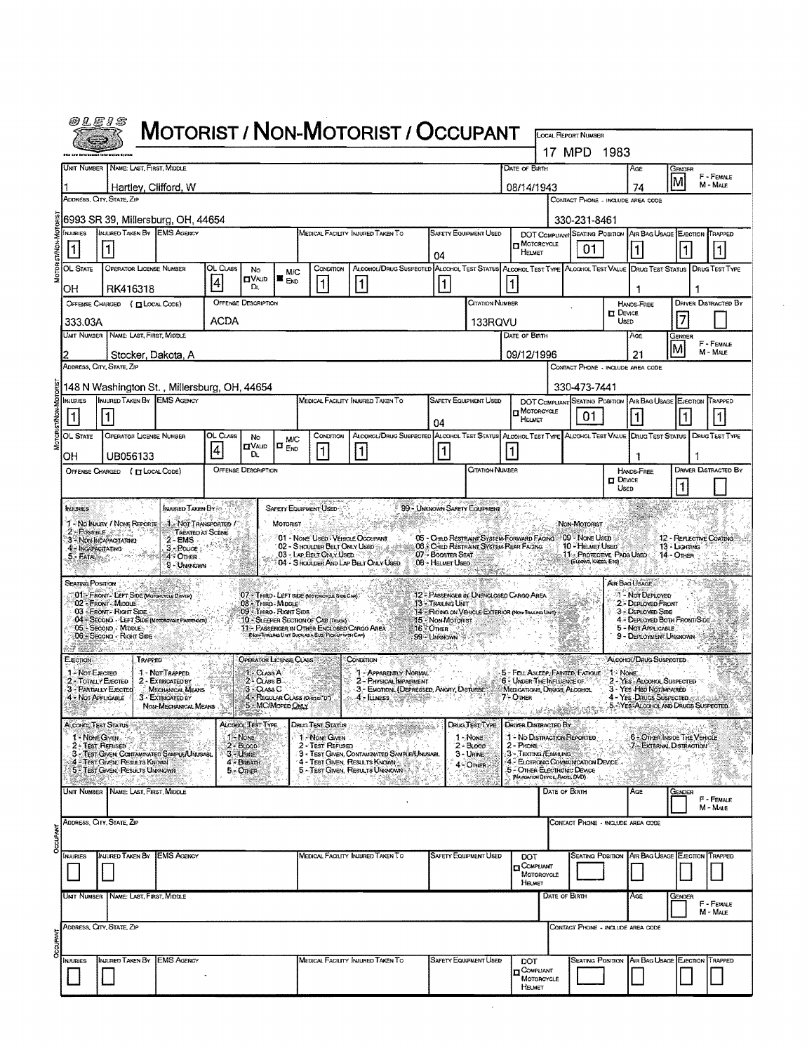# MOTORIST / NON-MOTORIST / OCCUPANT

OLEIS — Ohio Law Enforcement Information System

**Local Report Number:** 17 MPD 1983

## Motorist / Non-Motorist

| Unit Number | Name: Last, First, Middle | Date of Birth | Age | Gender |
|---|---|---|---|---|
| 1 | Hartley, Clifford, W | 08/14/1943 | 74 | M |

| Address, City, State, Zip | Contact Phone - Include Area Code |
|---|---|
| 6993 SR 39, Millersburg, OH, 44654 | 330-231-8461 |

| Injuries | Injured Taken By | EMS Agency | Medical Facility Injured Taken To | Safety Equipment Used | DOT Compliant Motorcycle Helmet | Seating Position | Air Bag Usage | Ejection | Trapped |
|---|---|---|---|---|---|---|---|---|---|
| 1 | 1 | | | 04 | | 01 | 1 | 1 | 1 |

| OL State | Operator License Number | OL Class | No Valid DL | M/C End | Condition | Alcohol/Drug Suspected | Alcohol Test Status | Alcohol Test Type | Alcohol Test Value | Drug Test Status | Drug Test Type |
|---|---|---|---|---|---|---|---|---|---|---|---|
| OH | RK416318 | 4 | | ■ | 1 | 1 | 1 | 1 | | 1 | 1 |

| Offense Charged (Local Code) | Offense Description | Citation Number | Hands-Free Device Used | Driver Distracted By |
|---|---|---|---|---|
| 333.03A | ACDA | 133RQVU | | 7 |

| Unit Number | Name: Last, First, Middle | Date of Birth | Age | Gender |
|---|---|---|---|---|
| 2 | Stocker, Dakota, A | 09/12/1996 | 21 | M |

| Address, City, State, Zip | Contact Phone - Include Area Code |
|---|---|
| 148 N Washington St., Millersburg, OH, 44654 | 330-473-7441 |

| Injuries | Injured Taken By | EMS Agency | Medical Facility Injured Taken To | Safety Equipment Used | DOT Compliant Motorcycle Helmet | Seating Position | Air Bag Usage | Ejection | Trapped |
|---|---|---|---|---|---|---|---|---|---|
| 1 | 1 | | | 04 | | 01 | 1 | 1 | 1 |

| OL State | Operator License Number | OL Class | No Valid DL | M/C End | Condition | Alcohol/Drug Suspected | Alcohol Test Status | Alcohol Test Type | Alcohol Test Value | Drug Test Status | Drug Test Type |
|---|---|---|---|---|---|---|---|---|---|---|---|
| OH | UB056133 | 4 | | | 1 | 1 | 1 | 1 | | 1 | 1 |

| Offense Charged (Local Code) | Offense Description | Citation Number | Hands-Free Device Used | Driver Distracted By |
|---|---|---|---|---|
| | | | | 1 |

## Codes

**Injuries:** 1 - No Injury / None Reported; 2 - Possible; 3 - Non-Incapacitating; 4 - Incapacitating; 5 - Fatal

**Injured Taken By:** 1 - Not Transported / Treated at Scene; 2 - EMS; 3 - Police; 4 - Other; 9 - Unknown

**Safety Equipment Used:** 99 - Unknown Safety Equipment
- Motorist: 01 - None Used - Vehicle Occupant; 02 - Shoulder Belt Only Used; 03 - Lap Belt Only Used; 04 - Shoulder and Lap Belt Only Used; 05 - Child Restraint System-Forward Facing; 06 - Child Restraint System-Rear Facing; 07 - Booster Seat; 08 - Helmet Used
- Non-Motorist: 09 - None Used; 10 - Helmet Used; 11 - Protective Pads Used (Elbows, Knees, Etc); 12 - Reflective Coating; 13 - Lighting; 14 - Other

**Seating Position:** 01 - Front - Left Side (Motorcycle Driver); 02 - Front - Middle; 03 - Front - Right Side; 04 - Second - Left Side (Motorcycle Passenger); 05 - Second - Middle; 06 - Second - Right Side; 07 - Third - Left Side (Motorcycle Side Car); 08 - Third - Middle; 09 - Third - Right Side; 10 - Sleeper Section of Cab (Truck); 11 - Passenger in Other Enclosed Cargo Area (Non-Trailing Unit Such as a Bus, Pick-up with Cap); 12 - Passenger in Unenclosed Cargo Area; 13 - Trailing Unit; 14 - Riding on Vehicle Exterior (Non-Trailing Unit); 15 - Non-Motorist; 16 - Other; 99 - Unknown

**Air Bag Usage:** 1 - Not Deployed; 2 - Deployed Front; 3 - Deployed Side; 4 - Deployed Both Front/Side; 5 - Not Applicable; 9 - Deployment Unknown

**Ejection:** 1 - Not Ejected; 2 - Totally Ejected; 3 - Partially Ejected; 4 - Not Applicable

**Trapped:** 1 - Not Trapped; 2 - Extricated by Mechanical Means; 3 - Extricated by Non-Mechanical Means

**Operator License Class:** 1 - Class A; 2 - Class B; 3 - Class C; 4 - Regular Class (Ohio is "D"); 5 - M/C Moped Only

**Condition:** 1 - Apparently Normal; 2 - Physical Impairment; 3 - Emotion (Depressed, Angry, Disturbed); 4 - Illness; 5 - Fell Asleep, Fainted, Fatigue; 6 - Under the Influence of Medications, Drugs, Alcohol; 7 - Other

**Alcohol/Drug Suspected:** 1 - None; 2 - Yes - Alcohol Suspected; 3 - Yes - HBD Not Impaired; 4 - Yes - Drugs Suspected; 5 - Yes - Alcohol and Drugs Suspected

**Alcohol Test Status:** 1 - None Given; 2 - Test Refused; 3 - Test Given, Contaminated Sample/Unusable; 4 - Test Given, Results Known; 5 - Test Given, Results Unknown

**Alcohol Test Type:** 1 - None; 2 - Blood; 3 - Urine; 4 - Breath; 5 - Other

**Drug Test Status:** 1 - None Given; 2 - Test Refused; 3 - Test Given, Contaminated Sample/Unusable; 4 - Test Given, Results Known; 5 - Test Given, Results Unknown

**Drug Test Type:** 1 - None; 2 - Blood; 3 - Urine; 4 - Other

**Driver Distracted By:** 1 - No Distraction Reported; 2 - Phone; 3 - Texting/Emailing; 4 - Electronic Communication Device; 5 - Other Electronic Device (Navigation Device, Radio, DVD); 6 - Other Inside the Vehicle; 7 - External Distraction

## Occupant

| Unit Number | Name: Last, First, Middle | Date of Birth | Age | Gender |
|---|---|---|---|---|
| | | | | |

| Address, City, State, Zip | Contact Phone - Include Area Code |
|---|---|
| | |

| Injuries | Injured Taken By | EMS Agency | Medical Facility Injured Taken To | Safety Equipment Used | DOT Compliant Motorcycle Helmet | Seating Position | Air Bag Usage | Ejection | Trapped |
|---|---|---|---|---|---|---|---|---|---|
| | | | | | | | | | |

## Occupant

| Unit Number | Name: Last, First, Middle | Date of Birth | Age | Gender |
|---|---|---|---|---|
| | | | | |

| Address, City, State, Zip | Contact Phone - Include Area Code |
|---|---|
| | |

| Injuries | Injured Taken By | EMS Agency | Medical Facility Injured Taken To | Safety Equipment Used | DOT Compliant Motorcycle Helmet | Seating Position | Air Bag Usage | Ejection | Trapped |
|---|---|---|---|---|---|---|---|---|---|
| | | | | | | | | | |